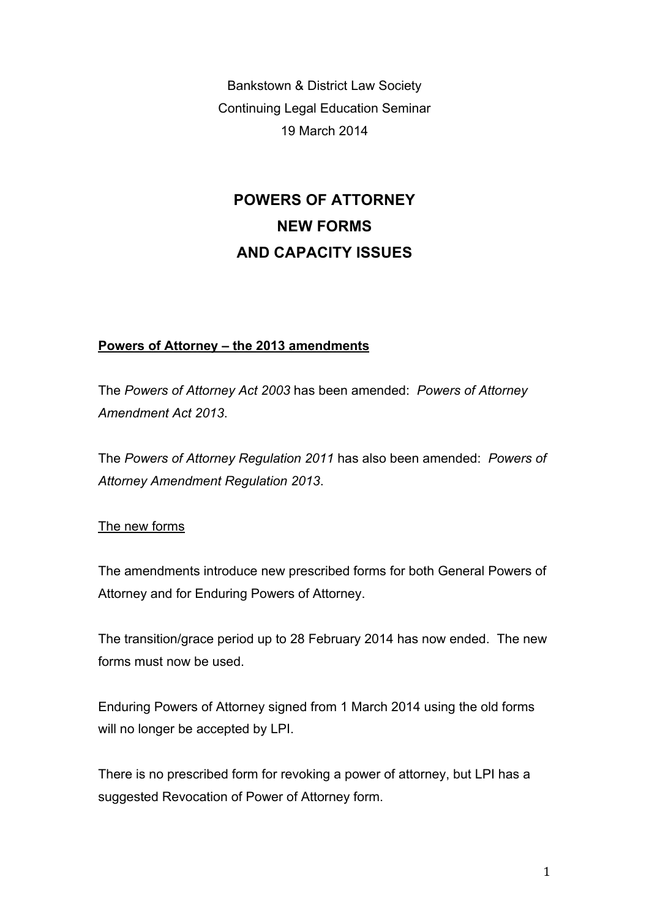Bankstown & District Law Society
Continuing Legal Education Seminar
19 March 2014

# POWERS OF ATTORNEY
# NEW FORMS
# AND CAPACITY ISSUES

## Powers of Attorney – the 2013 amendments

The *Powers of Attorney Act 2003* has been amended: *Powers of Attorney Amendment Act 2013*.

The *Powers of Attorney Regulation 2011* has also been amended: *Powers of Attorney Amendment Regulation 2013*.

### The new forms

The amendments introduce new prescribed forms for both General Powers of Attorney and for Enduring Powers of Attorney.

The transition/grace period up to 28 February 2014 has now ended. The new forms must now be used.

Enduring Powers of Attorney signed from 1 March 2014 using the old forms will no longer be accepted by LPI.

There is no prescribed form for revoking a power of attorney, but LPI has a suggested Revocation of Power of Attorney form.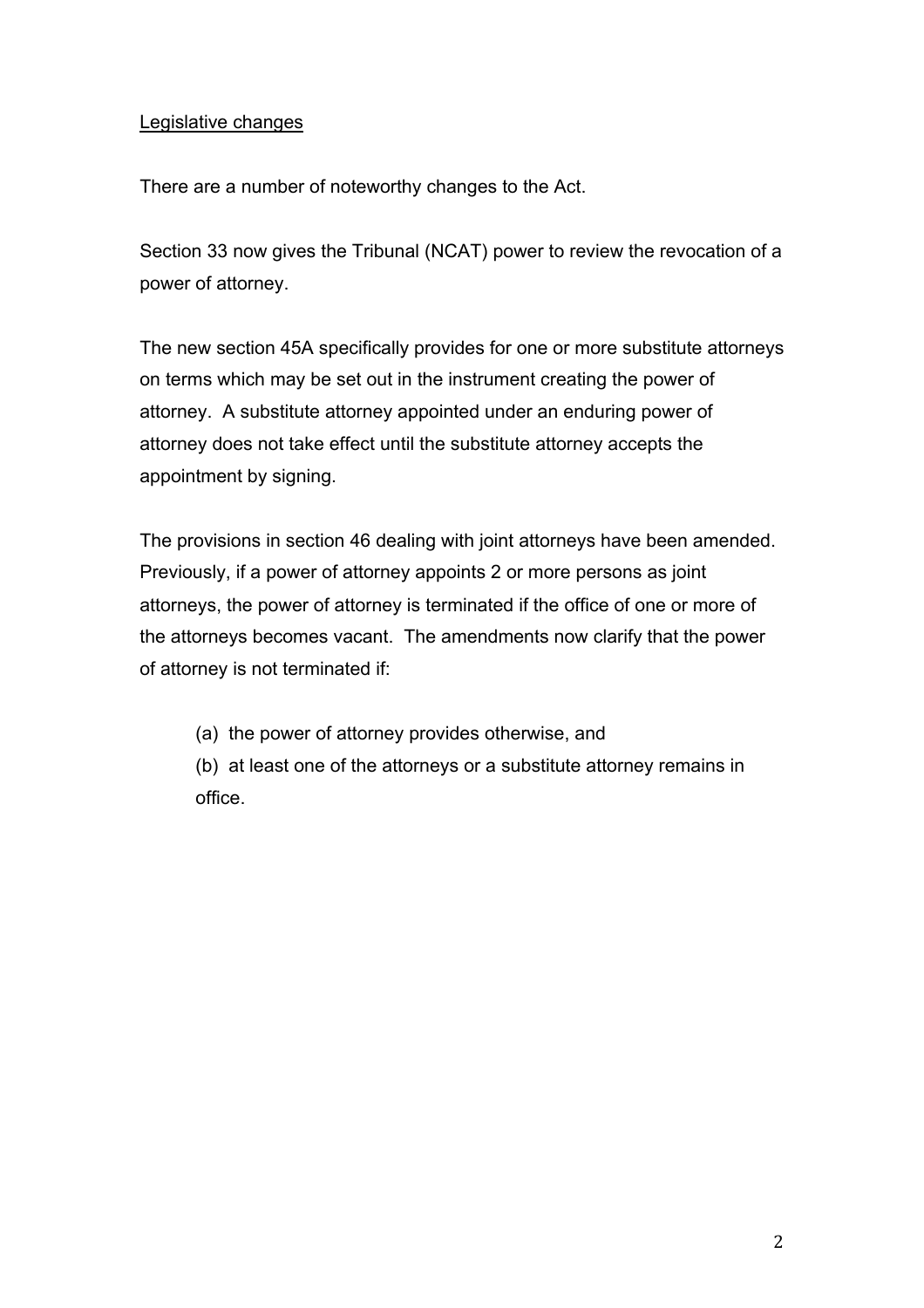Legislative changes

There are a number of noteworthy changes to the Act.

Section 33 now gives the Tribunal (NCAT) power to review the revocation of a power of attorney.

The new section 45A specifically provides for one or more substitute attorneys on terms which may be set out in the instrument creating the power of attorney. A substitute attorney appointed under an enduring power of attorney does not take effect until the substitute attorney accepts the appointment by signing.

The provisions in section 46 dealing with joint attorneys have been amended. Previously, if a power of attorney appoints 2 or more persons as joint attorneys, the power of attorney is terminated if the office of one or more of the attorneys becomes vacant. The amendments now clarify that the power of attorney is not terminated if:

> (a) the power of attorney provides otherwise, and
>
> (b) at least one of the attorneys or a substitute attorney remains in office.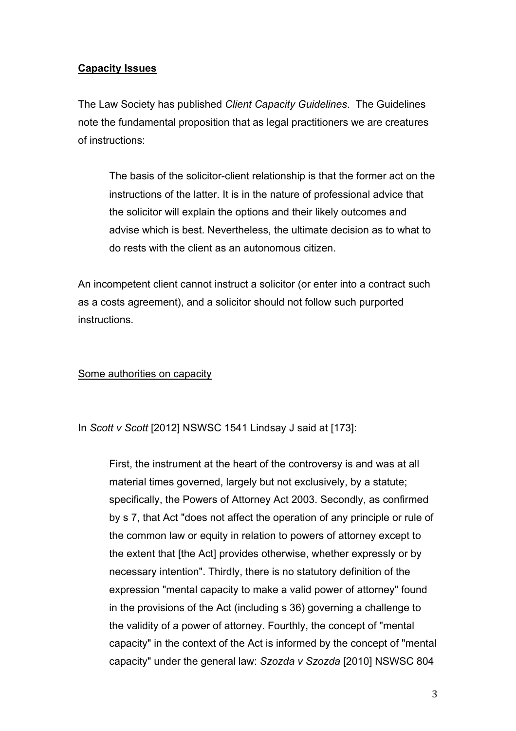## **Capacity Issues**

The Law Society has published *Client Capacity Guidelines*. The Guidelines note the fundamental proposition that as legal practitioners we are creatures of instructions:

> The basis of the solicitor-client relationship is that the former act on the instructions of the latter. It is in the nature of professional advice that the solicitor will explain the options and their likely outcomes and advise which is best. Nevertheless, the ultimate decision as to what to do rests with the client as an autonomous citizen.

An incompetent client cannot instruct a solicitor (or enter into a contract such as a costs agreement), and a solicitor should not follow such purported instructions.

### Some authorities on capacity

In *Scott v Scott* [2012] NSWSC 1541 Lindsay J said at [173]:

> First, the instrument at the heart of the controversy is and was at all material times governed, largely but not exclusively, by a statute; specifically, the Powers of Attorney Act 2003. Secondly, as confirmed by s 7, that Act "does not affect the operation of any principle or rule of the common law or equity in relation to powers of attorney except to the extent that [the Act] provides otherwise, whether expressly or by necessary intention". Thirdly, there is no statutory definition of the expression "mental capacity to make a valid power of attorney" found in the provisions of the Act (including s 36) governing a challenge to the validity of a power of attorney. Fourthly, the concept of "mental capacity" in the context of the Act is informed by the concept of "mental capacity" under the general law: *Szozda v Szozda* [2010] NSWSC 804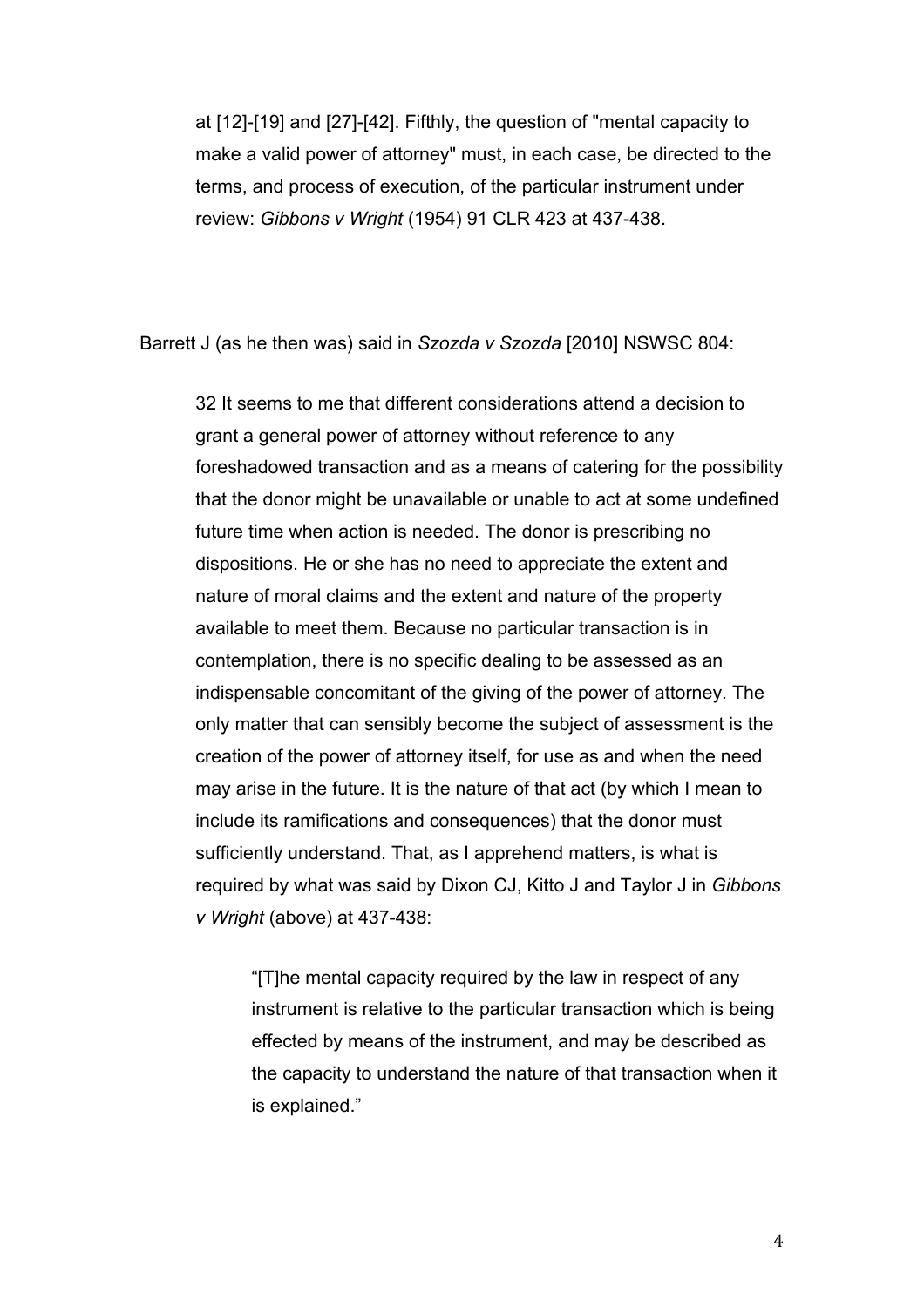at [12]-[19] and [27]-[42]. Fifthly, the question of "mental capacity to make a valid power of attorney" must, in each case, be directed to the terms, and process of execution, of the particular instrument under review: *Gibbons v Wright* (1954) 91 CLR 423 at 437-438.

Barrett J (as he then was) said in *Szozda v Szozda* [2010] NSWSC 804:

> 32 It seems to me that different considerations attend a decision to grant a general power of attorney without reference to any foreshadowed transaction and as a means of catering for the possibility that the donor might be unavailable or unable to act at some undefined future time when action is needed. The donor is prescribing no dispositions. He or she has no need to appreciate the extent and nature of moral claims and the extent and nature of the property available to meet them. Because no particular transaction is in contemplation, there is no specific dealing to be assessed as an indispensable concomitant of the giving of the power of attorney. The only matter that can sensibly become the subject of assessment is the creation of the power of attorney itself, for use as and when the need may arise in the future. It is the nature of that act (by which I mean to include its ramifications and consequences) that the donor must sufficiently understand. That, as I apprehend matters, is what is required by what was said by Dixon CJ, Kitto J and Taylor J in *Gibbons v Wright* (above) at 437-438:
>
> > "[T]he mental capacity required by the law in respect of any instrument is relative to the particular transaction which is being effected by means of the instrument, and may be described as the capacity to understand the nature of that transaction when it is explained."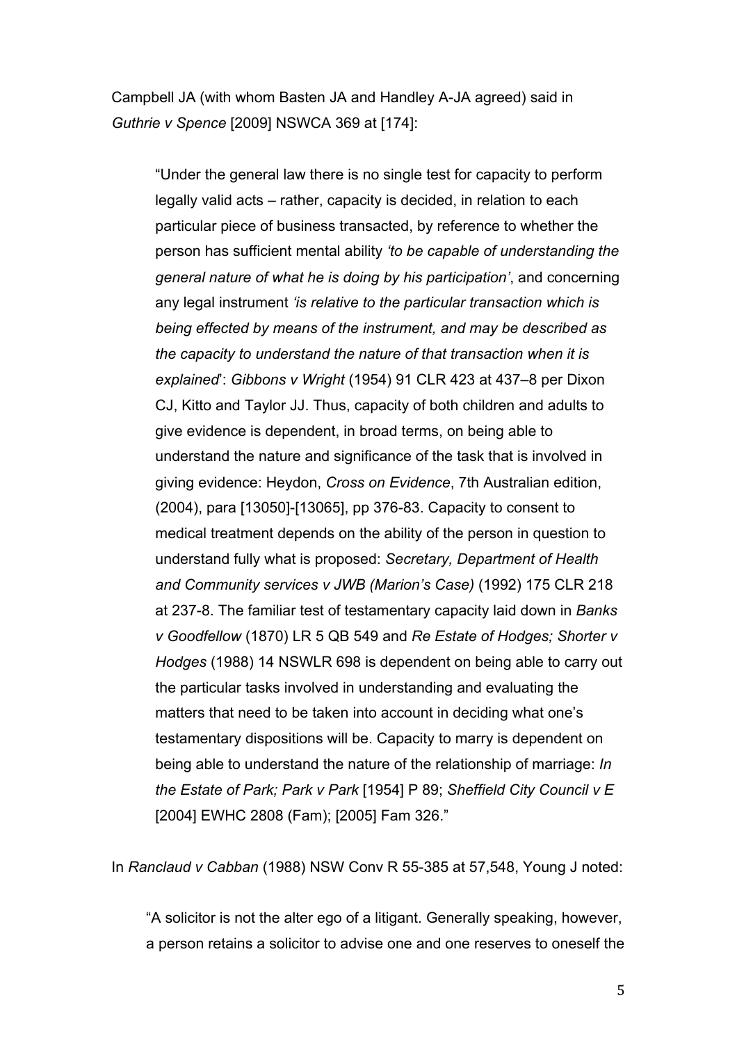Campbell JA (with whom Basten JA and Handley A-JA agreed) said in *Guthrie v Spence* [2009] NSWCA 369 at [174]:

> "Under the general law there is no single test for capacity to perform legally valid acts – rather, capacity is decided, in relation to each particular piece of business transacted, by reference to whether the person has sufficient mental ability *'to be capable of understanding the general nature of what he is doing by his participation'*, and concerning any legal instrument *'is relative to the particular transaction which is being effected by means of the instrument, and may be described as the capacity to understand the nature of that transaction when it is explained*': *Gibbons v Wright* (1954) 91 CLR 423 at 437–8 per Dixon CJ, Kitto and Taylor JJ. Thus, capacity of both children and adults to give evidence is dependent, in broad terms, on being able to understand the nature and significance of the task that is involved in giving evidence: Heydon, *Cross on Evidence*, 7th Australian edition, (2004), para [13050]-[13065], pp 376-83. Capacity to consent to medical treatment depends on the ability of the person in question to understand fully what is proposed: *Secretary, Department of Health and Community services v JWB (Marion's Case)* (1992) 175 CLR 218 at 237-8. The familiar test of testamentary capacity laid down in *Banks v Goodfellow* (1870) LR 5 QB 549 and *Re Estate of Hodges; Shorter v Hodges* (1988) 14 NSWLR 698 is dependent on being able to carry out the particular tasks involved in understanding and evaluating the matters that need to be taken into account in deciding what one's testamentary dispositions will be. Capacity to marry is dependent on being able to understand the nature of the relationship of marriage: *In the Estate of Park; Park v Park* [1954] P 89; *Sheffield City Council v E* [2004] EWHC 2808 (Fam); [2005] Fam 326."

In *Ranclaud v Cabban* (1988) NSW Conv R 55-385 at 57,548, Young J noted:

> "A solicitor is not the alter ego of a litigant. Generally speaking, however, a person retains a solicitor to advise one and one reserves to oneself the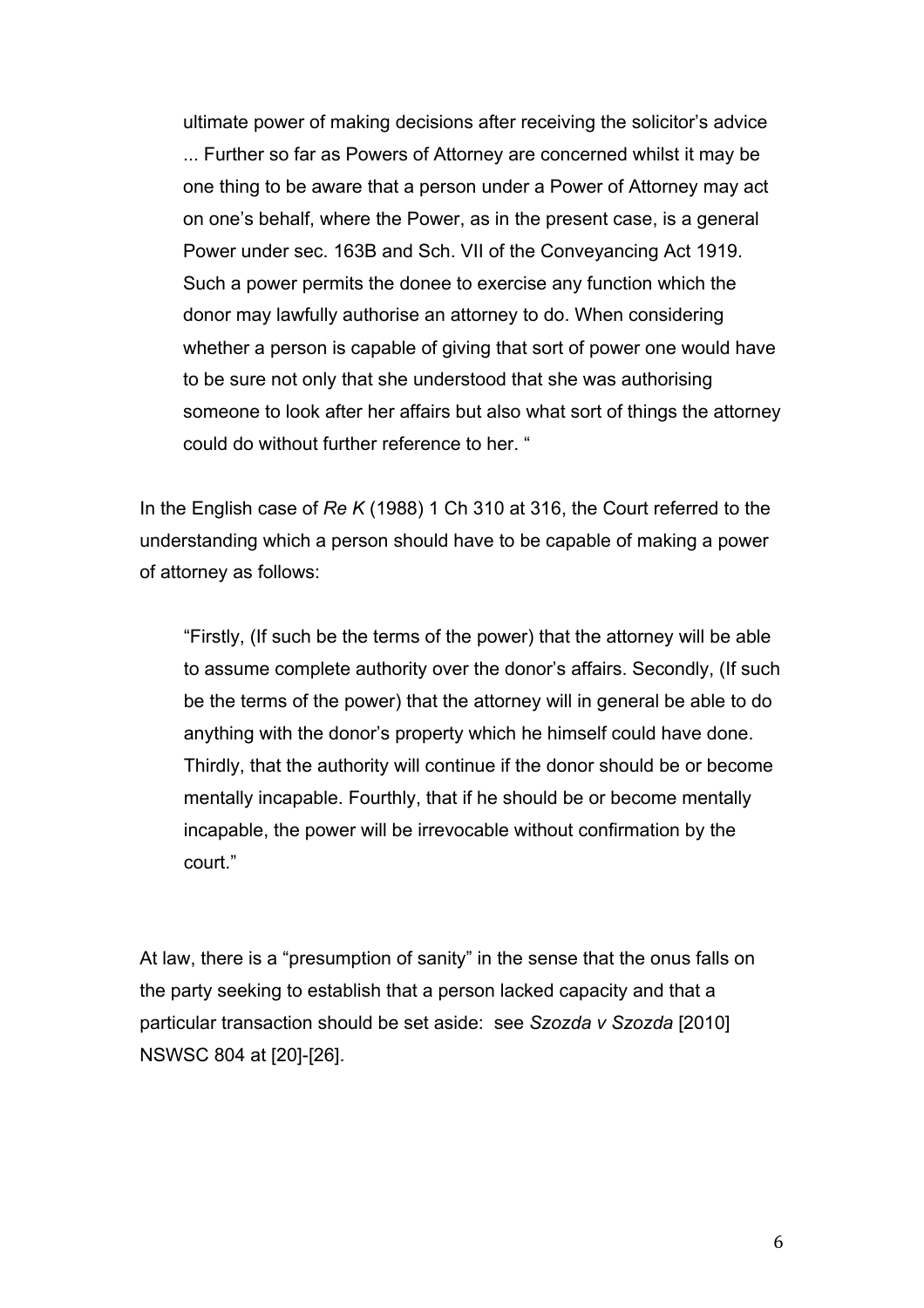> ultimate power of making decisions after receiving the solicitor's advice ... Further so far as Powers of Attorney are concerned whilst it may be one thing to be aware that a person under a Power of Attorney may act on one's behalf, where the Power, as in the present case, is a general Power under sec. 163B and Sch. VII of the Conveyancing Act 1919. Such a power permits the donee to exercise any function which the donor may lawfully authorise an attorney to do. When considering whether a person is capable of giving that sort of power one would have to be sure not only that she understood that she was authorising someone to look after her affairs but also what sort of things the attorney could do without further reference to her. "

In the English case of *Re K* (1988) 1 Ch 310 at 316, the Court referred to the understanding which a person should have to be capable of making a power of attorney as follows:

> "Firstly, (If such be the terms of the power) that the attorney will be able to assume complete authority over the donor's affairs. Secondly, (If such be the terms of the power) that the attorney will in general be able to do anything with the donor's property which he himself could have done. Thirdly, that the authority will continue if the donor should be or become mentally incapable. Fourthly, that if he should be or become mentally incapable, the power will be irrevocable without confirmation by the court."

At law, there is a "presumption of sanity" in the sense that the onus falls on the party seeking to establish that a person lacked capacity and that a particular transaction should be set aside: see *Szozda v Szozda* [2010] NSWSC 804 at [20]-[26].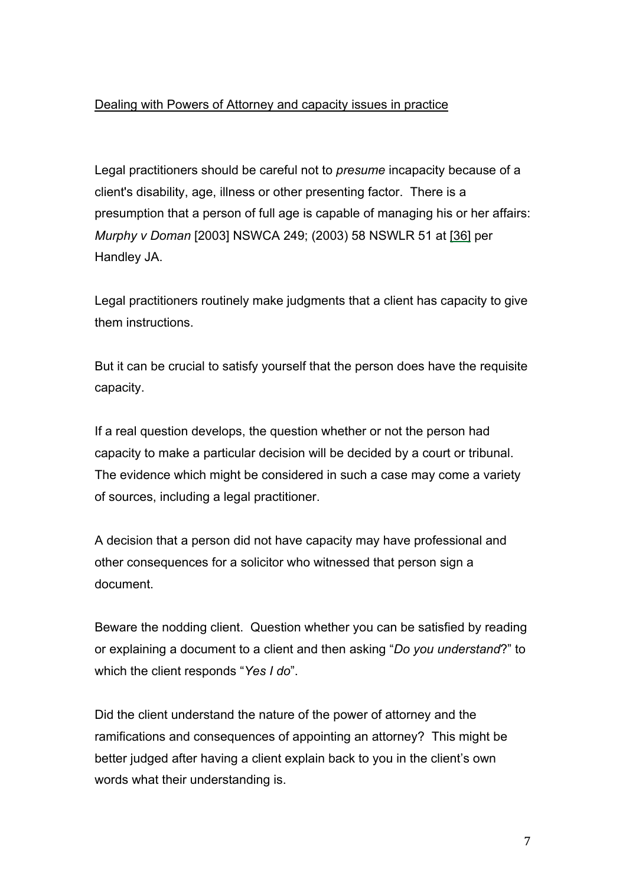<u>Dealing with Powers of Attorney and capacity issues in practice</u>

Legal practitioners should be careful not to *presume* incapacity because of a client's disability, age, illness or other presenting factor. There is a presumption that a person of full age is capable of managing his or her affairs: *Murphy v Doman* [2003] NSWCA 249; (2003) 58 NSWLR 51 at [36] per Handley JA.

Legal practitioners routinely make judgments that a client has capacity to give them instructions.

But it can be crucial to satisfy yourself that the person does have the requisite capacity.

If a real question develops, the question whether or not the person had capacity to make a particular decision will be decided by a court or tribunal. The evidence which might be considered in such a case may come a variety of sources, including a legal practitioner.

A decision that a person did not have capacity may have professional and other consequences for a solicitor who witnessed that person sign a document.

Beware the nodding client. Question whether you can be satisfied by reading or explaining a document to a client and then asking "*Do you understand*?" to which the client responds "*Yes I do*".

Did the client understand the nature of the power of attorney and the ramifications and consequences of appointing an attorney? This might be better judged after having a client explain back to you in the client's own words what their understanding is.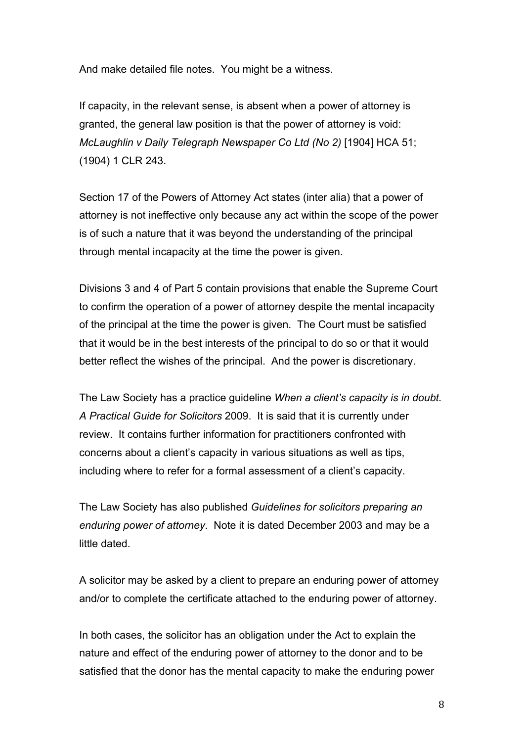And make detailed file notes. You might be a witness.

If capacity, in the relevant sense, is absent when a power of attorney is granted, the general law position is that the power of attorney is void: *McLaughlin v Daily Telegraph Newspaper Co Ltd (No 2)* [1904] HCA 51; (1904) 1 CLR 243.

Section 17 of the Powers of Attorney Act states (inter alia) that a power of attorney is not ineffective only because any act within the scope of the power is of such a nature that it was beyond the understanding of the principal through mental incapacity at the time the power is given.

Divisions 3 and 4 of Part 5 contain provisions that enable the Supreme Court to confirm the operation of a power of attorney despite the mental incapacity of the principal at the time the power is given. The Court must be satisfied that it would be in the best interests of the principal to do so or that it would better reflect the wishes of the principal. And the power is discretionary.

The Law Society has a practice guideline *When a client's capacity is in doubt. A Practical Guide for Solicitors* 2009. It is said that it is currently under review. It contains further information for practitioners confronted with concerns about a client's capacity in various situations as well as tips, including where to refer for a formal assessment of a client's capacity.

The Law Society has also published *Guidelines for solicitors preparing an enduring power of attorney*. Note it is dated December 2003 and may be a little dated.

A solicitor may be asked by a client to prepare an enduring power of attorney and/or to complete the certificate attached to the enduring power of attorney.

In both cases, the solicitor has an obligation under the Act to explain the nature and effect of the enduring power of attorney to the donor and to be satisfied that the donor has the mental capacity to make the enduring power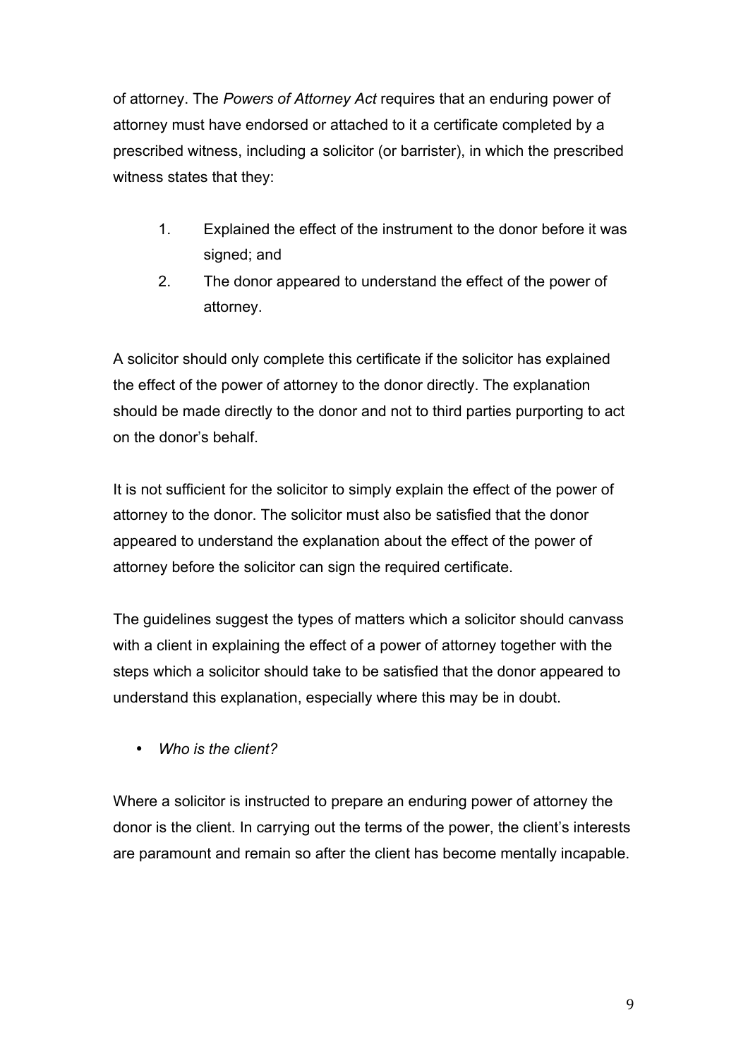of attorney. The *Powers of Attorney Act* requires that an enduring power of attorney must have endorsed or attached to it a certificate completed by a prescribed witness, including a solicitor (or barrister), in which the prescribed witness states that they:

1. Explained the effect of the instrument to the donor before it was signed; and
2. The donor appeared to understand the effect of the power of attorney.

A solicitor should only complete this certificate if the solicitor has explained the effect of the power of attorney to the donor directly. The explanation should be made directly to the donor and not to third parties purporting to act on the donor's behalf.

It is not sufficient for the solicitor to simply explain the effect of the power of attorney to the donor. The solicitor must also be satisfied that the donor appeared to understand the explanation about the effect of the power of attorney before the solicitor can sign the required certificate.

The guidelines suggest the types of matters which a solicitor should canvass with a client in explaining the effect of a power of attorney together with the steps which a solicitor should take to be satisfied that the donor appeared to understand this explanation, especially where this may be in doubt.

- *Who is the client?*

Where a solicitor is instructed to prepare an enduring power of attorney the donor is the client. In carrying out the terms of the power, the client's interests are paramount and remain so after the client has become mentally incapable.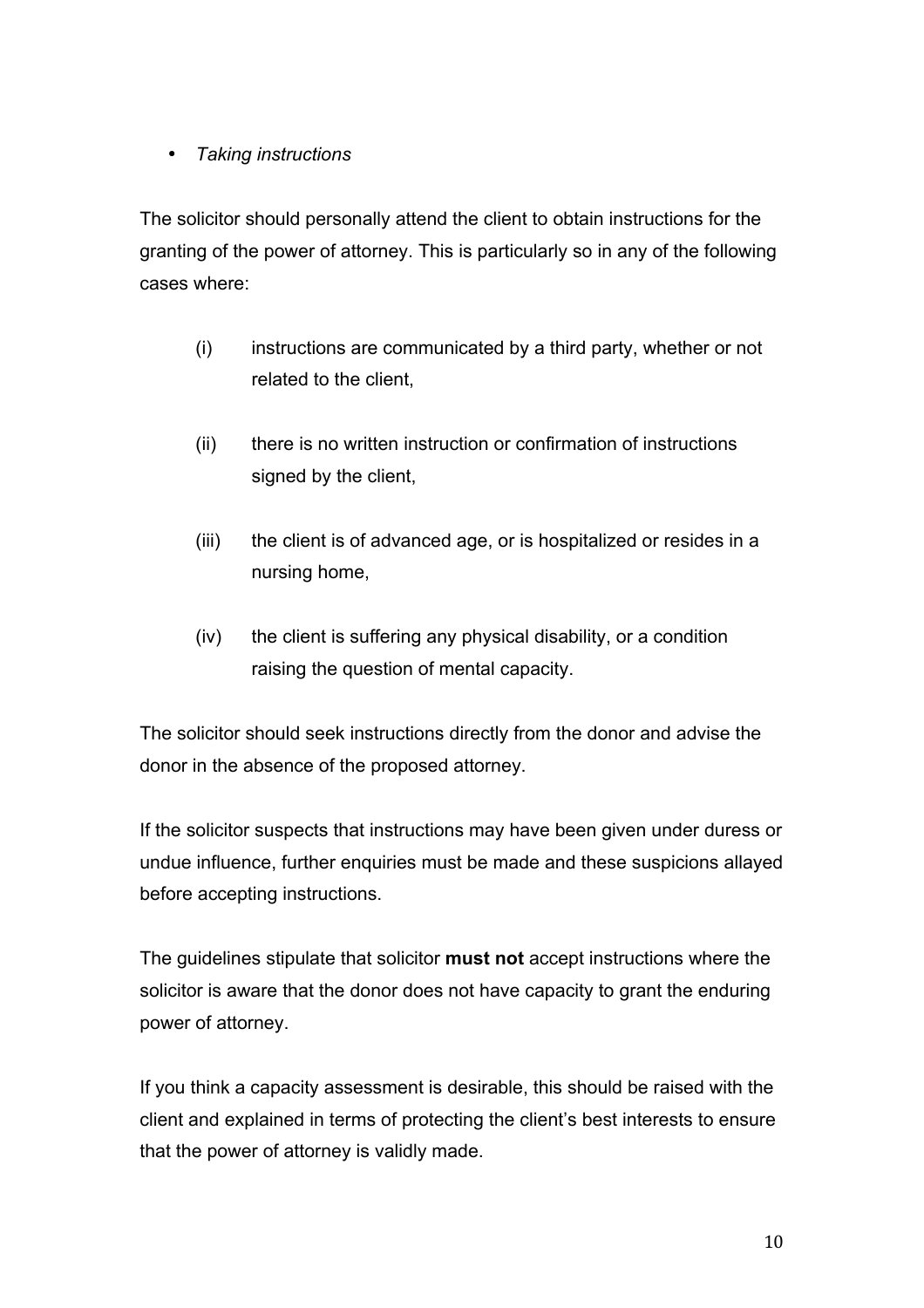- *Taking instructions*

The solicitor should personally attend the client to obtain instructions for the granting of the power of attorney. This is particularly so in any of the following cases where:

(i) instructions are communicated by a third party, whether or not related to the client,

(ii) there is no written instruction or confirmation of instructions signed by the client,

(iii) the client is of advanced age, or is hospitalized or resides in a nursing home,

(iv) the client is suffering any physical disability, or a condition raising the question of mental capacity.

The solicitor should seek instructions directly from the donor and advise the donor in the absence of the proposed attorney.

If the solicitor suspects that instructions may have been given under duress or undue influence, further enquiries must be made and these suspicions allayed before accepting instructions.

The guidelines stipulate that solicitor **must not** accept instructions where the solicitor is aware that the donor does not have capacity to grant the enduring power of attorney.

If you think a capacity assessment is desirable, this should be raised with the client and explained in terms of protecting the client's best interests to ensure that the power of attorney is validly made.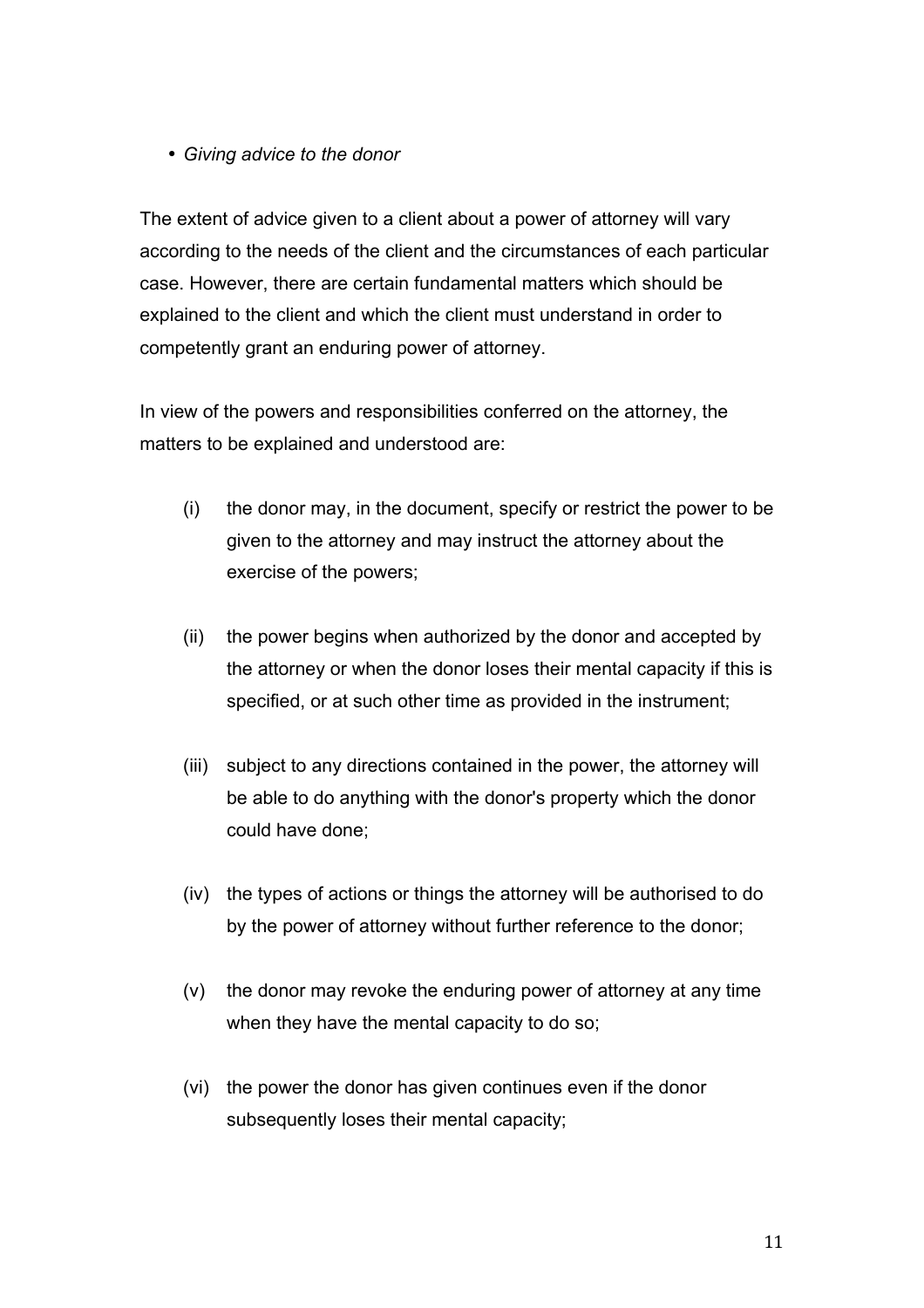- *Giving advice to the donor*

The extent of advice given to a client about a power of attorney will vary according to the needs of the client and the circumstances of each particular case. However, there are certain fundamental matters which should be explained to the client and which the client must understand in order to competently grant an enduring power of attorney.

In view of the powers and responsibilities conferred on the attorney, the matters to be explained and understood are:

(i) the donor may, in the document, specify or restrict the power to be given to the attorney and may instruct the attorney about the exercise of the powers;

(ii) the power begins when authorized by the donor and accepted by the attorney or when the donor loses their mental capacity if this is specified, or at such other time as provided in the instrument;

(iii) subject to any directions contained in the power, the attorney will be able to do anything with the donor's property which the donor could have done;

(iv) the types of actions or things the attorney will be authorised to do by the power of attorney without further reference to the donor;

(v) the donor may revoke the enduring power of attorney at any time when they have the mental capacity to do so;

(vi) the power the donor has given continues even if the donor subsequently loses their mental capacity;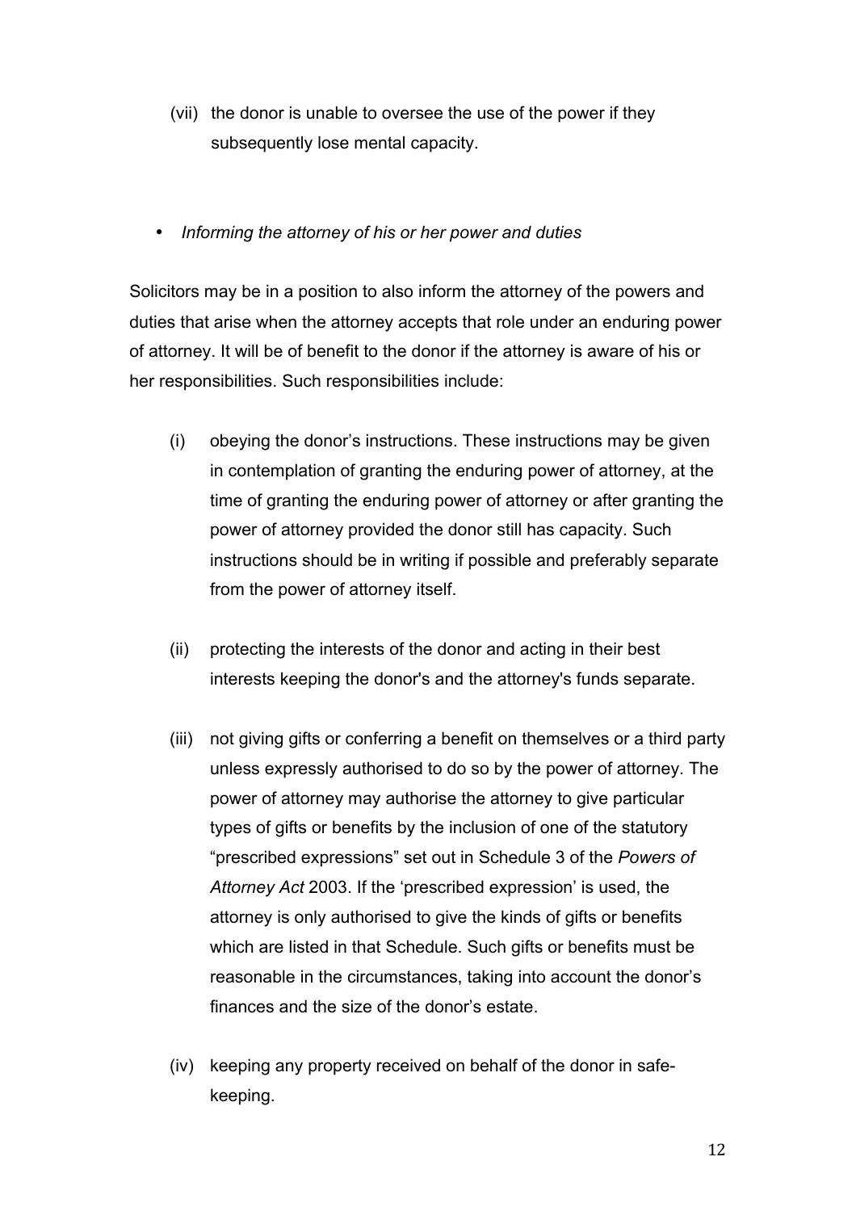(vii) the donor is unable to oversee the use of the power if they subsequently lose mental capacity.

- *Informing the attorney of his or her power and duties*

Solicitors may be in a position to also inform the attorney of the powers and duties that arise when the attorney accepts that role under an enduring power of attorney. It will be of benefit to the donor if the attorney is aware of his or her responsibilities. Such responsibilities include:

(i) obeying the donor's instructions. These instructions may be given in contemplation of granting the enduring power of attorney, at the time of granting the enduring power of attorney or after granting the power of attorney provided the donor still has capacity. Such instructions should be in writing if possible and preferably separate from the power of attorney itself.

(ii) protecting the interests of the donor and acting in their best interests keeping the donor's and the attorney's funds separate.

(iii) not giving gifts or conferring a benefit on themselves or a third party unless expressly authorised to do so by the power of attorney. The power of attorney may authorise the attorney to give particular types of gifts or benefits by the inclusion of one of the statutory "prescribed expressions" set out in Schedule 3 of the *Powers of Attorney Act* 2003. If the 'prescribed expression' is used, the attorney is only authorised to give the kinds of gifts or benefits which are listed in that Schedule. Such gifts or benefits must be reasonable in the circumstances, taking into account the donor's finances and the size of the donor's estate.

(iv) keeping any property received on behalf of the donor in safe-keeping.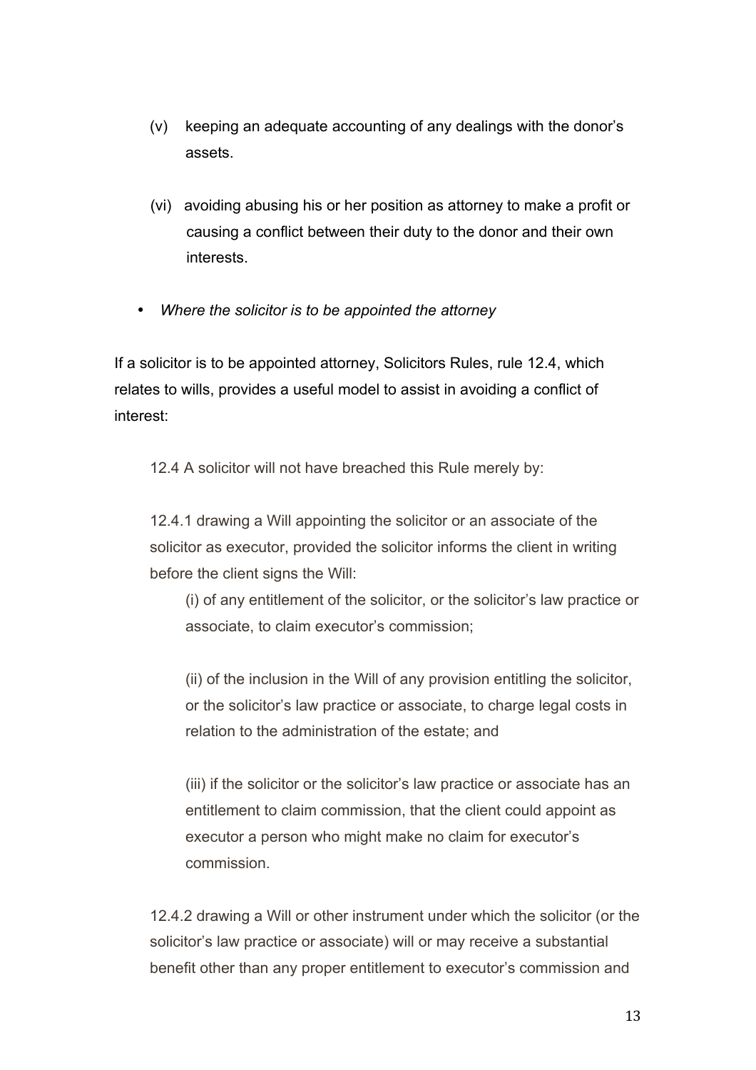(v) keeping an adequate accounting of any dealings with the donor's assets.

(vi) avoiding abusing his or her position as attorney to make a profit or causing a conflict between their duty to the donor and their own interests.

- *Where the solicitor is to be appointed the attorney*

If a solicitor is to be appointed attorney, Solicitors Rules, rule 12.4, which relates to wills, provides a useful model to assist in avoiding a conflict of interest:

> 12.4 A solicitor will not have breached this Rule merely by:
>
> 12.4.1 drawing a Will appointing the solicitor or an associate of the solicitor as executor, provided the solicitor informs the client in writing before the client signs the Will:
>
> (i) of any entitlement of the solicitor, or the solicitor's law practice or associate, to claim executor's commission;
>
> (ii) of the inclusion in the Will of any provision entitling the solicitor, or the solicitor's law practice or associate, to charge legal costs in relation to the administration of the estate; and
>
> (iii) if the solicitor or the solicitor's law practice or associate has an entitlement to claim commission, that the client could appoint as executor a person who might make no claim for executor's commission.
>
> 12.4.2 drawing a Will or other instrument under which the solicitor (or the solicitor's law practice or associate) will or may receive a substantial benefit other than any proper entitlement to executor's commission and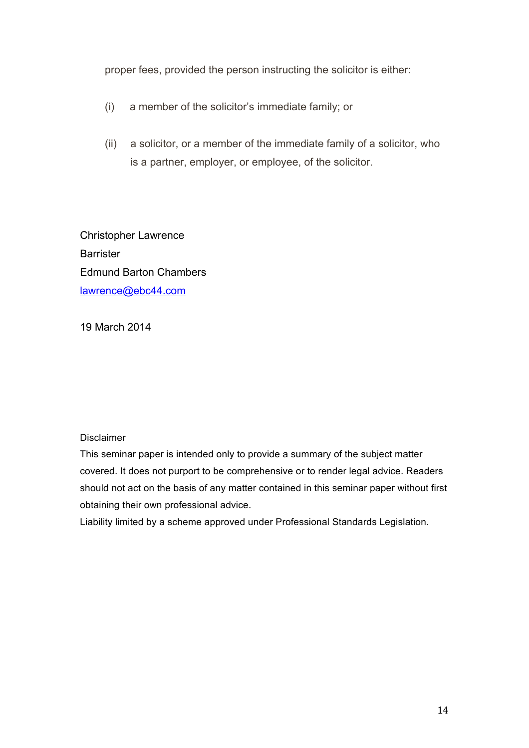proper fees, provided the person instructing the solicitor is either:

(i) a member of the solicitor's immediate family; or

(ii) a solicitor, or a member of the immediate family of a solicitor, who is a partner, employer, or employee, of the solicitor.

Christopher Lawrence
Barrister
Edmund Barton Chambers
lawrence@ebc44.com

19 March 2014

Disclaimer
This seminar paper is intended only to provide a summary of the subject matter covered. It does not purport to be comprehensive or to render legal advice. Readers should not act on the basis of any matter contained in this seminar paper without first obtaining their own professional advice.
Liability limited by a scheme approved under Professional Standards Legislation.